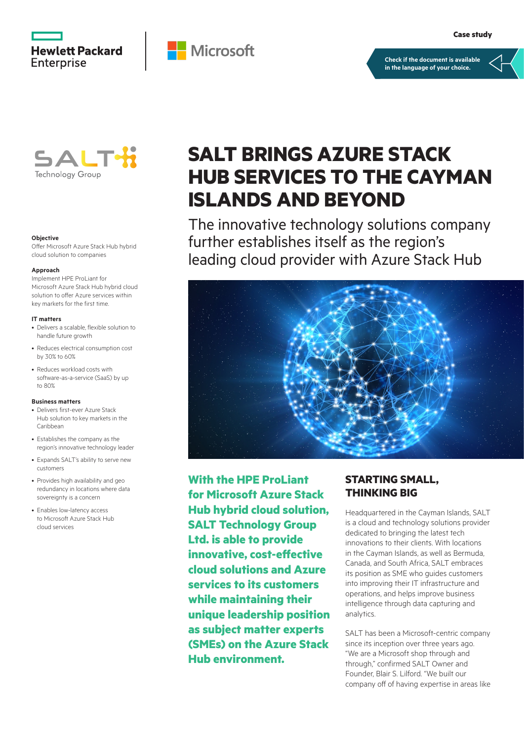Case study

Check if the document is available in the language of your choice.

# SALT BRINGS AZURE STACK HUB SERVICES TO THE CAYMAN ISLANDS AND BEYOND

The innovative technology solutions company further establishes itself as the region's leading cloud provider with Azure Stack Hub

**Objective**

Offer Microsoft Azure Stack Hub hybrid cloud solution to companies

**Approach**

Implement HPE ProLiant for Microsoft Azure Stack Hub hybrid cloud solution to offer Azure services within key markets for the first time.

**IT matters**

- Delivers a scalable, flexible solution to handle future growth
- Reduces electrical consumption cost by 30% to 60%
- Reduces workload costs with software-as-a-service (SaaS) by up to 80%

**Business matters**

- Delivers first-ever Azure Stack Hub solution to key markets in the Caribbean
- Establishes the company as the region's innovative technology leader
- Expands SALT's ability to serve new customers
- Provides high availability and geo redundancy in locations where data sovereignty is a concern
- Enables low-latency access to Microsoft Azure Stack Hub cloud services

**With the HPE ProLiant for Microsoft Azure Stack Hub hybrid cloud solution, SALT Technology Group Ltd. is able to provide innovative, cost-effective cloud solutions and Azure services to its customers while maintaining their unique leadership position as subject matter experts (SMEs) on the Azure Stack Hub environment.**

## STARTING SMALL, THINKING BIG

Headquartered in the Cayman Islands, SALT is a cloud and technology solutions provider dedicated to bringing the latest tech innovations to their clients. With locations in the Cayman Islands, as well as Bermuda, Canada, and South Africa, SALT embraces its position as SME who guides customers into improving their IT infrastructure and operations, and helps improve business intelligence through data capturing and analytics.

SALT has been a Microsoft-centric company since its inception over three years ago. "We are a Microsoft shop through and through," confirmed SALT Owner and Founder, Blair S. Lilford. "We built our company off of having expertise in areas like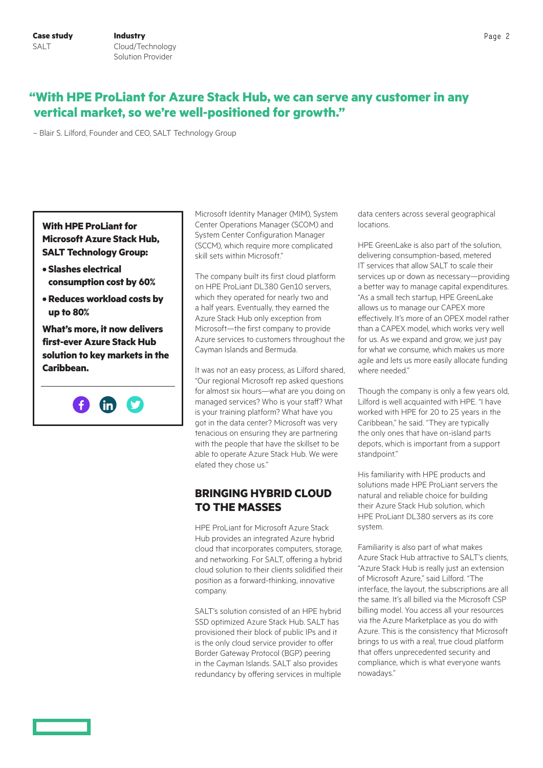**Case study**
SALT

**Industry**
Cloud/Technology Solution Provider

## "With HPE ProLiant for Azure Stack Hub, we can serve any customer in any vertical market, so we're well-positioned for growth."

– Blair S. Lilford, Founder and CEO, SALT Technology Group

**With HPE ProLiant for Microsoft Azure Stack Hub, SALT Technology Group:**

- **Slashes electrical consumption cost by 60%**
- **Reduces workload costs by up to 80%**

**What's more, it now delivers first-ever Azure Stack Hub solution to key markets in the Caribbean.**

Microsoft Identity Manager (MIM), System Center Operations Manager (SCOM) and System Center Configuration Manager (SCCM), which require more complicated skill sets within Microsoft."

The company built its first cloud platform on HPE ProLiant DL380 Gen10 servers, which they operated for nearly two and a half years. Eventually, they earned the Azure Stack Hub only exception from Microsoft—the first company to provide Azure services to customers throughout the Cayman Islands and Bermuda.

It was not an easy process, as Lilford shared, "Our regional Microsoft rep asked questions for almost six hours—what are you doing on managed services? Who is your staff? What is your training platform? What have you got in the data center? Microsoft was very tenacious on ensuring they are partnering with the people that have the skillset to be able to operate Azure Stack Hub. We were elated they chose us."

## BRINGING HYBRID CLOUD TO THE MASSES

HPE ProLiant for Microsoft Azure Stack Hub provides an integrated Azure hybrid cloud that incorporates computers, storage, and networking. For SALT, offering a hybrid cloud solution to their clients solidified their position as a forward-thinking, innovative company.

SALT's solution consisted of an HPE hybrid SSD optimized Azure Stack Hub. SALT has provisioned their block of public IPs and it is the only cloud service provider to offer Border Gateway Protocol (BGP) peering in the Cayman Islands. SALT also provides redundancy by offering services in multiple data centers across several geographical locations.

HPE GreenLake is also part of the solution, delivering consumption-based, metered IT services that allow SALT to scale their services up or down as necessary—providing a better way to manage capital expenditures. "As a small tech startup, HPE GreenLake allows us to manage our CAPEX more effectively. It's more of an OPEX model rather than a CAPEX model, which works very well for us. As we expand and grow, we just pay for what we consume, which makes us more agile and lets us more easily allocate funding where needed."

Though the company is only a few years old, Lilford is well acquainted with HPE. "I have worked with HPE for 20 to 25 years in the Caribbean," he said. "They are typically the only ones that have on-island parts depots, which is important from a support standpoint."

His familiarity with HPE products and solutions made HPE ProLiant servers the natural and reliable choice for building their Azure Stack Hub solution, which HPE ProLiant DL380 servers as its core system.

Familiarity is also part of what makes Azure Stack Hub attractive to SALT's clients. "Azure Stack Hub is really just an extension of Microsoft Azure," said Lilford. "The interface, the layout, the subscriptions are all the same. It's all billed via the Microsoft CSP billing model. You access all your resources via the Azure Marketplace as you do with Azure. This is the consistency that Microsoft brings to us with a real, true cloud platform that offers unprecedented security and compliance, which is what everyone wants nowadays."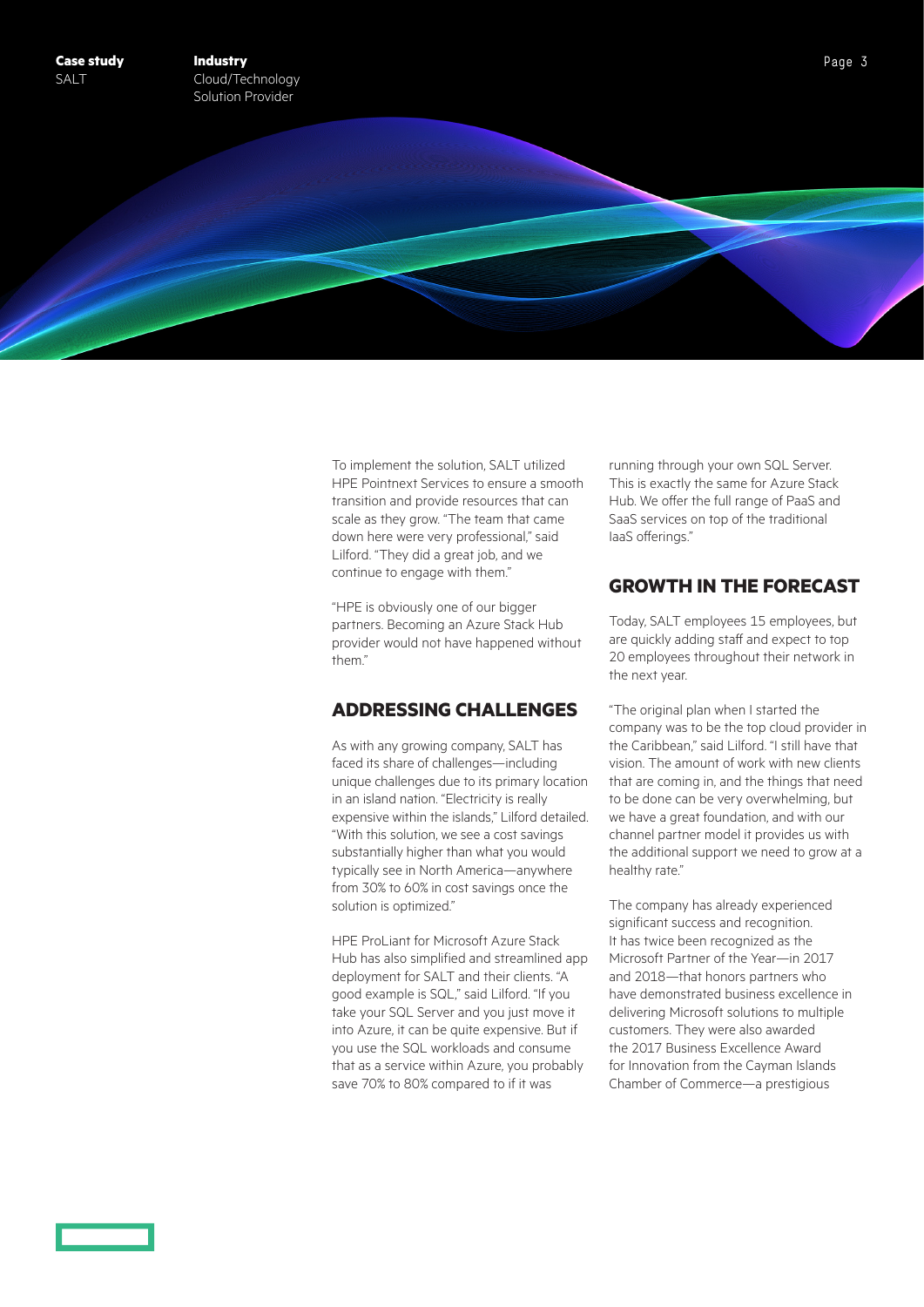To implement the solution, SALT utilized HPE Pointnext Services to ensure a smooth transition and provide resources that can scale as they grow. "The team that came down here were very professional," said Lilford. "They did a great job, and we continue to engage with them."

"HPE is obviously one of our bigger partners. Becoming an Azure Stack Hub provider would not have happened without them."

## ADDRESSING CHALLENGES

As with any growing company, SALT has faced its share of challenges—including unique challenges due to its primary location in an island nation. "Electricity is really expensive within the islands," Lilford detailed. "With this solution, we see a cost savings substantially higher than what you would typically see in North America—anywhere from 30% to 60% in cost savings once the solution is optimized."

HPE ProLiant for Microsoft Azure Stack Hub has also simplified and streamlined app deployment for SALT and their clients. "A good example is SQL," said Lilford. "If you take your SQL Server and you just move it into Azure, it can be quite expensive. But if you use the SQL workloads and consume that as a service within Azure, you probably save 70% to 80% compared to if it was running through your own SQL Server. This is exactly the same for Azure Stack Hub. We offer the full range of PaaS and SaaS services on top of the traditional IaaS offerings."

## GROWTH IN THE FORECAST

Today, SALT employees 15 employees, but are quickly adding staff and expect to top 20 employees throughout their network in the next year.

"The original plan when I started the company was to be the top cloud provider in the Caribbean," said Lilford. "I still have that vision. The amount of work with new clients that are coming in, and the things that need to be done can be very overwhelming, but we have a great foundation, and with our channel partner model it provides us with the additional support we need to grow at a healthy rate."

The company has already experienced significant success and recognition. It has twice been recognized as the Microsoft Partner of the Year—in 2017 and 2018—that honors partners who have demonstrated business excellence in delivering Microsoft solutions to multiple customers. They were also awarded the 2017 Business Excellence Award for Innovation from the Cayman Islands Chamber of Commerce—a prestigious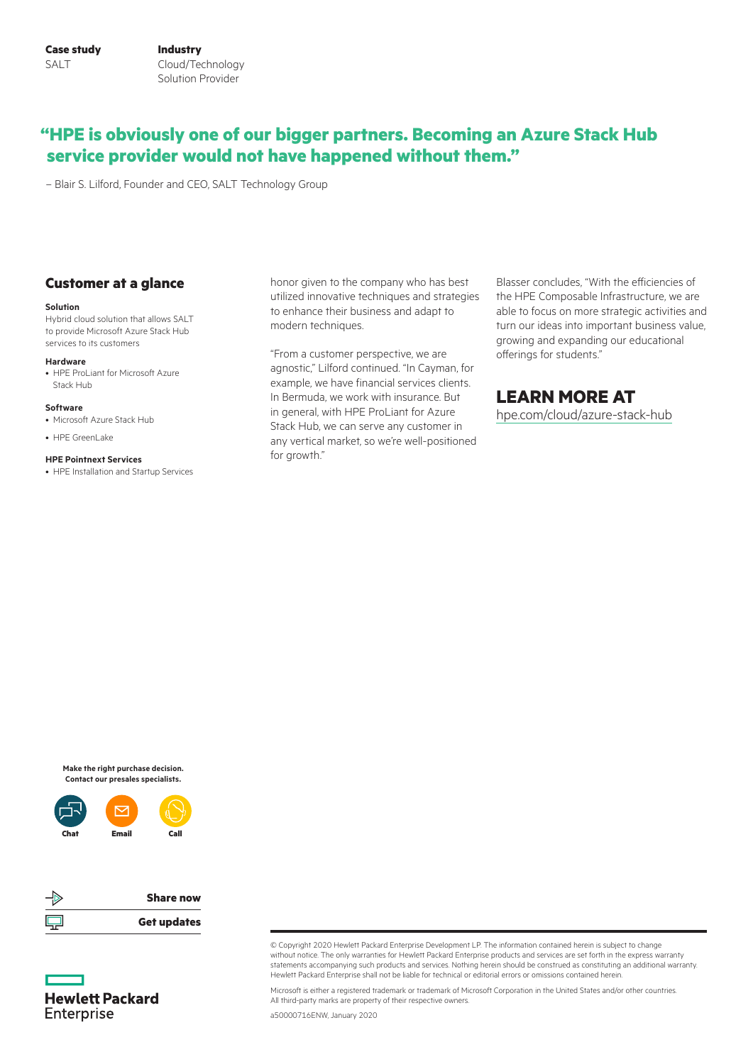**Case study**
SALT

**Industry**
Cloud/Technology Solution Provider

## "HPE is obviously one of our bigger partners. Becoming an Azure Stack Hub service provider would not have happened without them."

– Blair S. Lilford, Founder and CEO, SALT Technology Group

## Customer at a glance

**Solution**

Hybrid cloud solution that allows SALT to provide Microsoft Azure Stack Hub services to its customers

**Hardware**

- HPE ProLiant for Microsoft Azure Stack Hub

**Software**

- Microsoft Azure Stack Hub
- HPE GreenLake

**HPE Pointnext Services**

- HPE Installation and Startup Services

honor given to the company who has best utilized innovative techniques and strategies to enhance their business and adapt to modern techniques.

"From a customer perspective, we are agnostic," Lilford continued. "In Cayman, for example, we have financial services clients. In Bermuda, we work with insurance. But in general, with HPE ProLiant for Azure Stack Hub, we can serve any customer in any vertical market, so we're well-positioned for growth."

Blasser concludes, "With the efficiencies of the HPE Composable Infrastructure, we are able to focus on more strategic activities and turn our ideas into important business value, growing and expanding our educational offerings for students."

## LEARN MORE AT

hpe.com/cloud/azure-stack-hub

**Make the right purchase decision. Contact our presales specialists.**

Chat  Email  Call

**Share now**

**Get updates**

Hewlett Packard Enterprise

© Copyright 2020 Hewlett Packard Enterprise Development LP. The information contained herein is subject to change without notice. The only warranties for Hewlett Packard Enterprise products and services are set forth in the express warranty statements accompanying such products and services. Nothing herein should be construed as constituting an additional warranty. Hewlett Packard Enterprise shall not be liable for technical or editorial errors or omissions contained herein.

Microsoft is either a registered trademark or trademark of Microsoft Corporation in the United States and/or other countries. All third-party marks are property of their respective owners.

a50000716ENW, January 2020